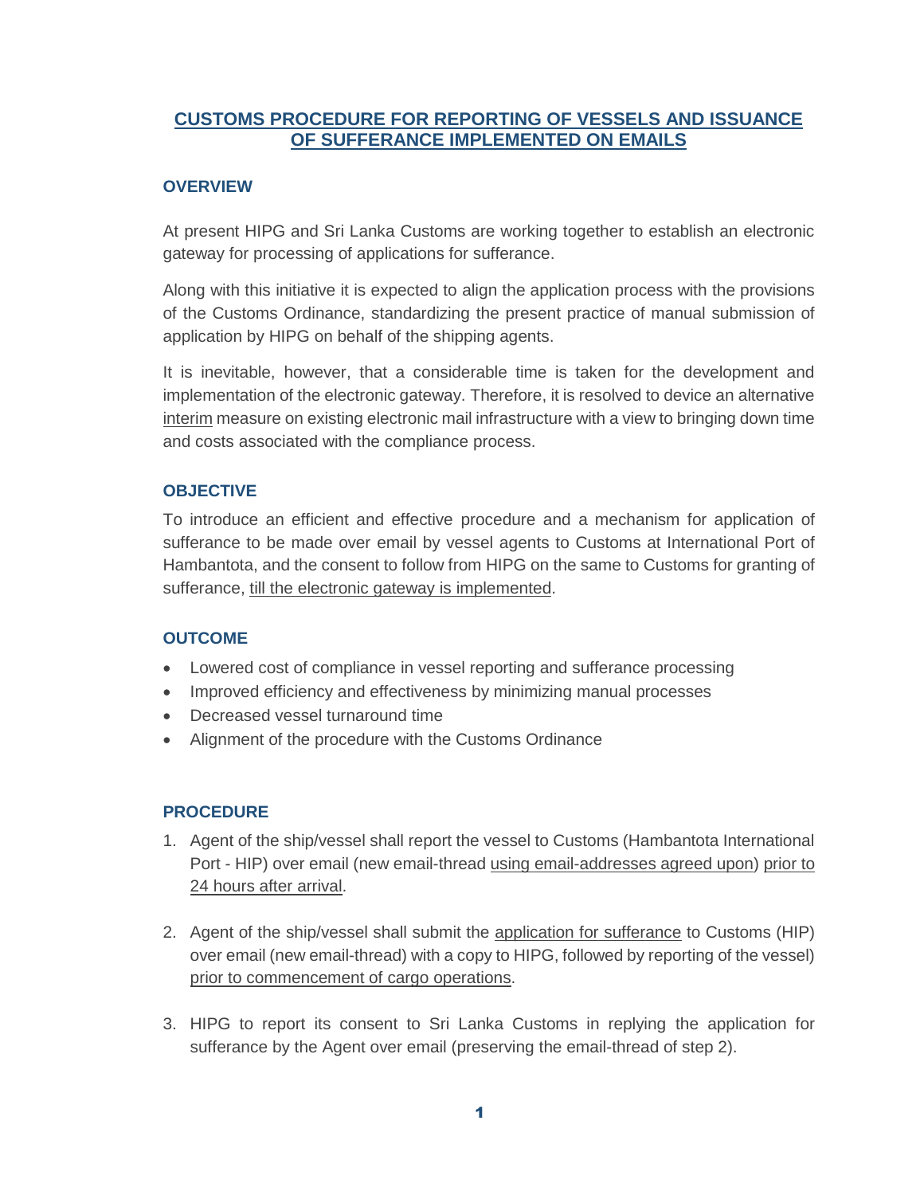# CUSTOMS PROCEDURE FOR REPORTING OF VESSELS AND ISSUANCE OF SUFFERANCE IMPLEMENTED ON EMAILS

## OVERVIEW

At present HIPG and Sri Lanka Customs are working together to establish an electronic gateway for processing of applications for sufferance.

Along with this initiative it is expected to align the application process with the provisions of the Customs Ordinance, standardizing the present practice of manual submission of application by HIPG on behalf of the shipping agents.

It is inevitable, however, that a considerable time is taken for the development and implementation of the electronic gateway. Therefore, it is resolved to device an alternative interim measure on existing electronic mail infrastructure with a view to bringing down time and costs associated with the compliance process.

## OBJECTIVE

To introduce an efficient and effective procedure and a mechanism for application of sufferance to be made over email by vessel agents to Customs at International Port of Hambantota, and the consent to follow from HIPG on the same to Customs for granting of sufferance, till the electronic gateway is implemented.

## OUTCOME

- Lowered cost of compliance in vessel reporting and sufferance processing
- Improved efficiency and effectiveness by minimizing manual processes
- Decreased vessel turnaround time
- Alignment of the procedure with the Customs Ordinance

## PROCEDURE

1. Agent of the ship/vessel shall report the vessel to Customs (Hambantota International Port - HIP) over email (new email-thread using email-addresses agreed upon) prior to 24 hours after arrival.

2. Agent of the ship/vessel shall submit the application for sufferance to Customs (HIP) over email (new email-thread) with a copy to HIPG, followed by reporting of the vessel) prior to commencement of cargo operations.

3. HIPG to report its consent to Sri Lanka Customs in replying the application for sufferance by the Agent over email (preserving the email-thread of step 2).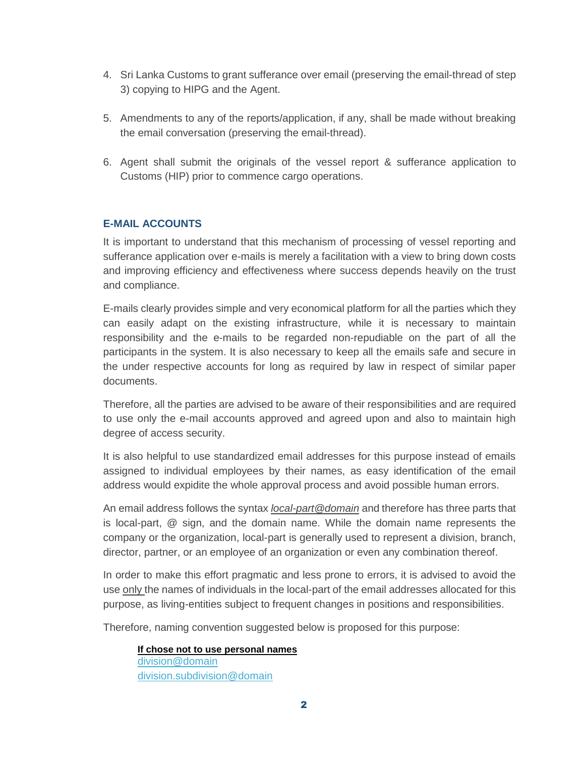4. Sri Lanka Customs to grant sufferance over email (preserving the email-thread of step 3) copying to HIPG and the Agent.

5. Amendments to any of the reports/application, if any, shall be made without breaking the email conversation (preserving the email-thread).

6. Agent shall submit the originals of the vessel report & sufferance application to Customs (HIP) prior to commence cargo operations.

## E-MAIL ACCOUNTS

It is important to understand that this mechanism of processing of vessel reporting and sufferance application over e-mails is merely a facilitation with a view to bring down costs and improving efficiency and effectiveness where success depends heavily on the trust and compliance.

E-mails clearly provides simple and very economical platform for all the parties which they can easily adapt on the existing infrastructure, while it is necessary to maintain responsibility and the e-mails to be regarded non-repudiable on the part of all the participants in the system. It is also necessary to keep all the emails safe and secure in the under respective accounts for long as required by law in respect of similar paper documents.

Therefore, all the parties are advised to be aware of their responsibilities and are required to use only the e-mail accounts approved and agreed upon and also to maintain high degree of access security.

It is also helpful to use standardized email addresses for this purpose instead of emails assigned to individual employees by their names, as easy identification of the email address would expidite the whole approval process and avoid possible human errors.

An email address follows the syntax *local-part@domain* and therefore has three parts that is local-part, @ sign, and the domain name. While the domain name represents the company or the organization, local-part is generally used to represent a division, branch, director, partner, or an employee of an organization or even any combination thereof.

In order to make this effort pragmatic and less prone to errors, it is advised to avoid the use only the names of individuals in the local-part of the email addresses allocated for this purpose, as living-entities subject to frequent changes in positions and responsibilities.

Therefore, naming convention suggested below is proposed for this purpose:

**If chose not to use personal names**
division@domain
division.subdivision@domain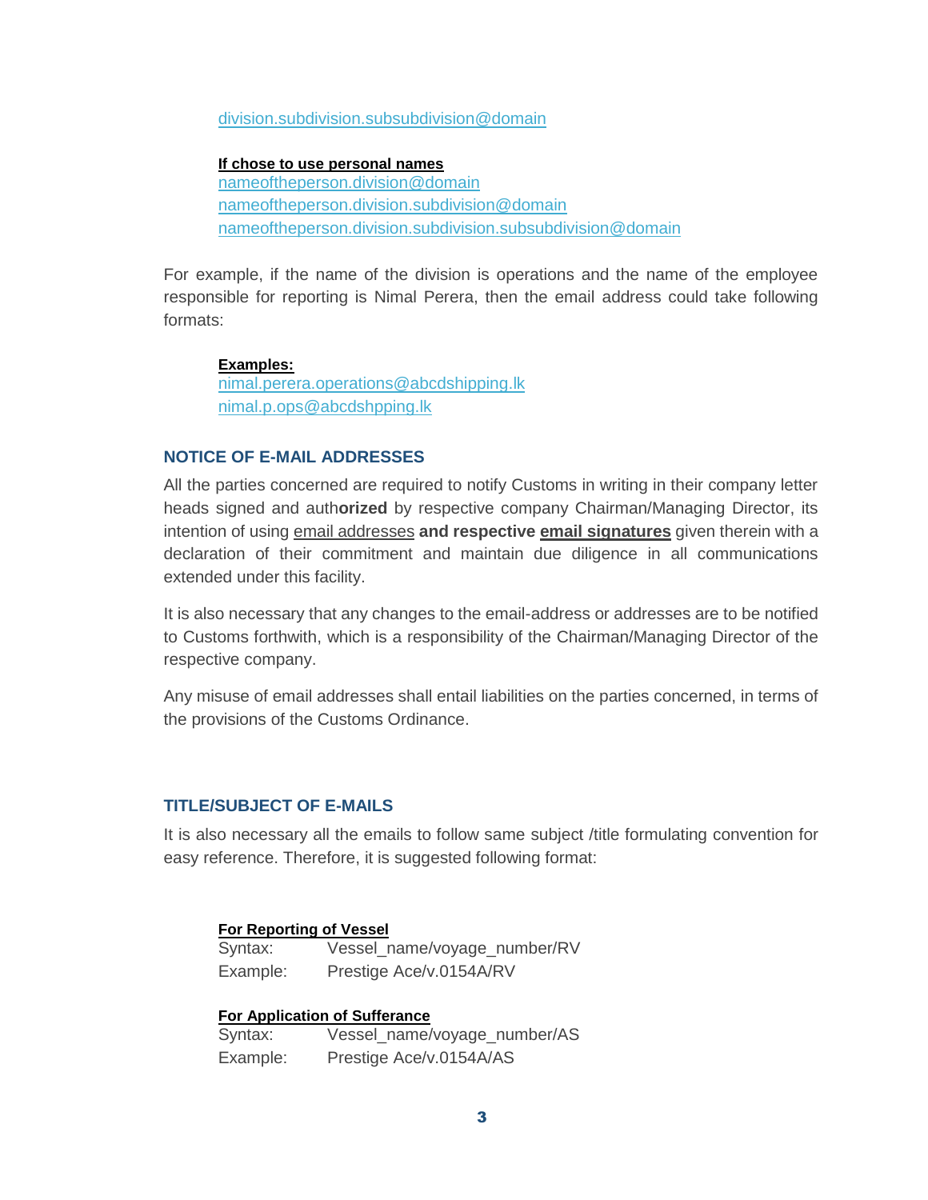division.subdivision.subsubdivision@domain

**If chose to use personal names**
nameoftheperson.division@domain
nameoftheperson.division.subdivision@domain
nameoftheperson.division.subdivision.subsubdivision@domain

For example, if the name of the division is operations and the name of the employee responsible for reporting is Nimal Perera, then the email address could take following formats:

**Examples:**
nimal.perera.operations@abcdshipping.lk
nimal.p.ops@abcdshpping.lk

### NOTICE OF E-MAIL ADDRESSES

All the parties concerned are required to notify Customs in writing in their company letter heads signed and auth**orized** by respective company Chairman/Managing Director, its intention of using email addresses **and respective email signatures** given therein with a declaration of their commitment and maintain due diligence in all communications extended under this facility.

It is also necessary that any changes to the email-address or addresses are to be notified to Customs forthwith, which is a responsibility of the Chairman/Managing Director of the respective company.

Any misuse of email addresses shall entail liabilities on the parties concerned, in terms of the provisions of the Customs Ordinance.

### TITLE/SUBJECT OF E-MAILS

It is also necessary all the emails to follow same subject /title formulating convention for easy reference. Therefore, it is suggested following format:

**For Reporting of Vessel**
Syntax: Vessel_name/voyage_number/RV
Example: Prestige Ace/v.0154A/RV

**For Application of Sufferance**
Syntax: Vessel_name/voyage_number/AS
Example: Prestige Ace/v.0154A/AS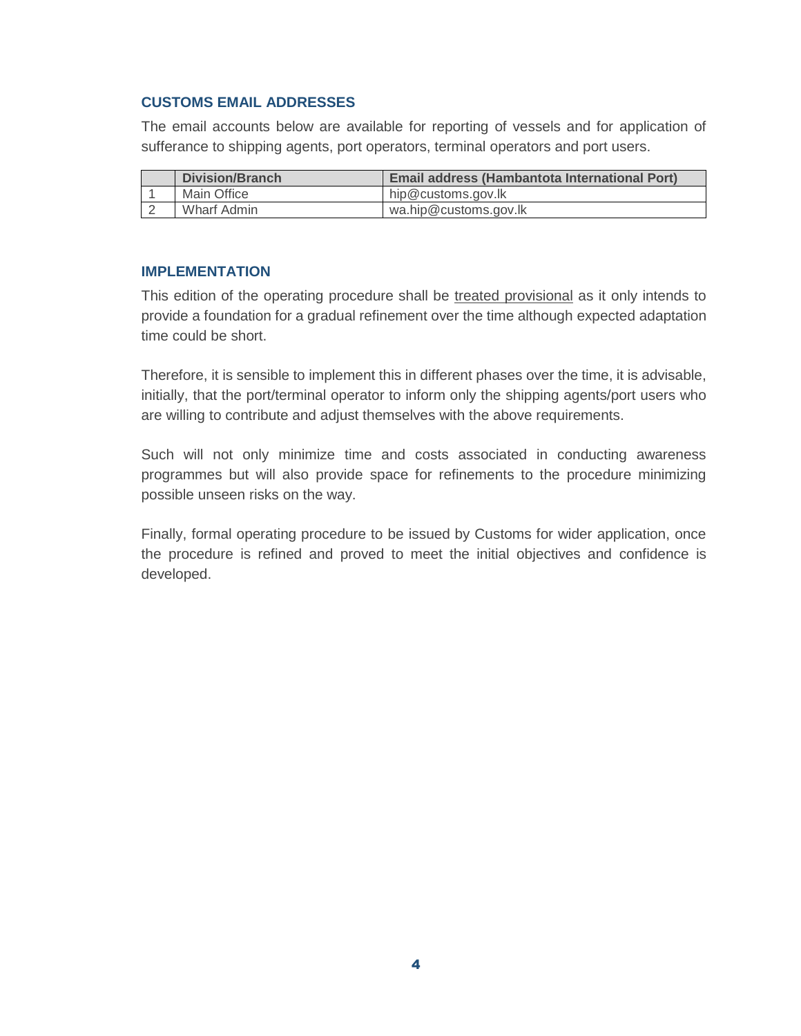## CUSTOMS EMAIL ADDRESSES

The email accounts below are available for reporting of vessels and for application of sufferance to shipping agents, port operators, terminal operators and port users.

| | Division/Branch | Email address (Hambantota International Port) |
|---|---|---|
| 1 | Main Office | hip@customs.gov.lk |
| 2 | Wharf Admin | wa.hip@customs.gov.lk |

## IMPLEMENTATION

This edition of the operating procedure shall be treated provisional as it only intends to provide a foundation for a gradual refinement over the time although expected adaptation time could be short.

Therefore, it is sensible to implement this in different phases over the time, it is advisable, initially, that the port/terminal operator to inform only the shipping agents/port users who are willing to contribute and adjust themselves with the above requirements.

Such will not only minimize time and costs associated in conducting awareness programmes but will also provide space for refinements to the procedure minimizing possible unseen risks on the way.

Finally, formal operating procedure to be issued by Customs for wider application, once the procedure is refined and proved to meet the initial objectives and confidence is developed.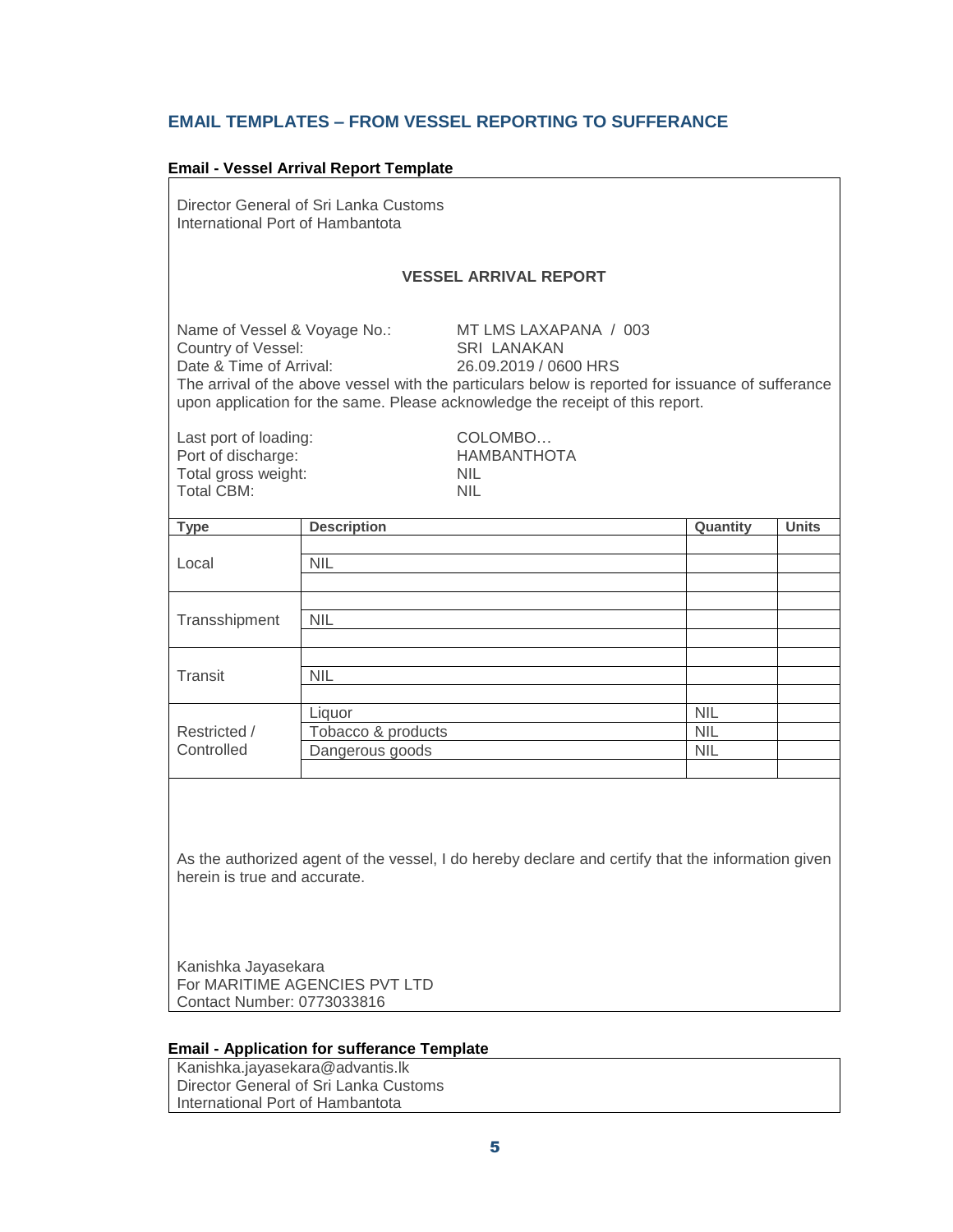## EMAIL TEMPLATES – FROM VESSEL REPORTING TO SUFFERANCE

**Email - Vessel Arrival Report Template**

Director General of Sri Lanka Customs
International Port of Hambantota

**VESSEL ARRIVAL REPORT**

Name of Vessel & Voyage No.: MT LMS LAXAPANA / 003
Country of Vessel: SRI LANAKAN
Date & Time of Arrival: 26.09.2019 / 0600 HRS

The arrival of the above vessel with the particulars below is reported for issuance of sufferance upon application for the same. Please acknowledge the receipt of this report.

Last port of loading: COLOMBO…
Port of discharge: HAMBANTHOTA
Total gross weight: NIL
Total CBM: NIL

| Type | Description | Quantity | Units |
|---|---|---|---|
| | | | |
| Local | NIL | | |
| | | | |
| | | | |
| Transshipment | NIL | | |
| | | | |
| | | | |
| Transit | NIL | | |
| | | | |
| Restricted / Controlled | Liquor | NIL | |
| | Tobacco & products | NIL | |
| | Dangerous goods | NIL | |
| | | | |

As the authorized agent of the vessel, I do hereby declare and certify that the information given herein is true and accurate.

Kanishka Jayasekara
For MARITIME AGENCIES PVT LTD
Contact Number: 0773033816

**Email - Application for sufferance Template**

Kanishka.jayasekara@advantis.lk
Director General of Sri Lanka Customs
International Port of Hambantota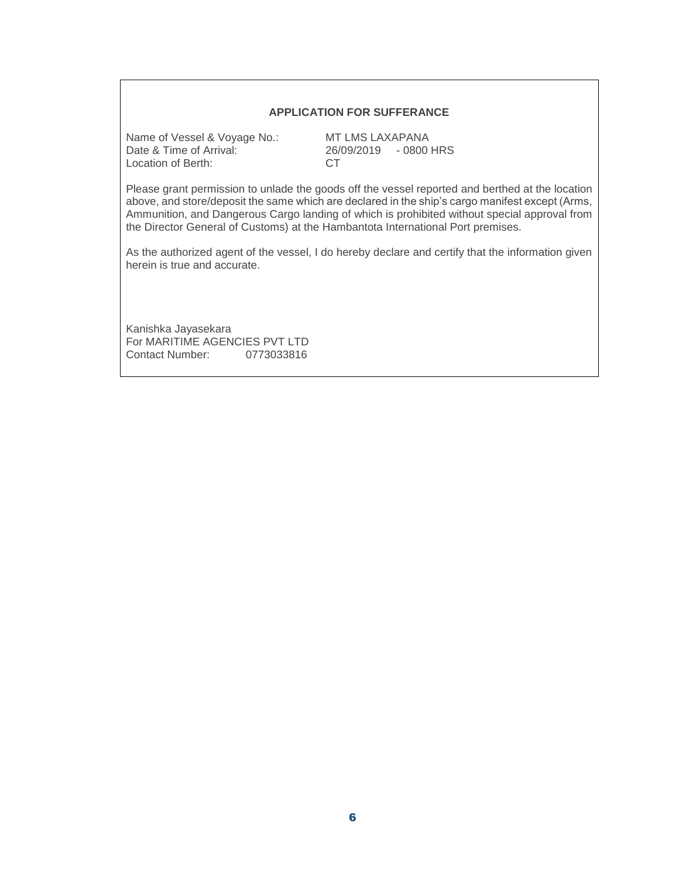## APPLICATION FOR SUFFERANCE

Name of Vessel & Voyage No.: MT LMS LAXAPANA
Date & Time of Arrival: 26/09/2019 - 0800 HRS
Location of Berth: CT

Please grant permission to unlade the goods off the vessel reported and berthed at the location above, and store/deposit the same which are declared in the ship's cargo manifest except (Arms, Ammunition, and Dangerous Cargo landing of which is prohibited without special approval from the Director General of Customs) at the Hambantota International Port premises.

As the authorized agent of the vessel, I do hereby declare and certify that the information given herein is true and accurate.

Kanishka Jayasekara
For MARITIME AGENCIES PVT LTD
Contact Number: 0773033816